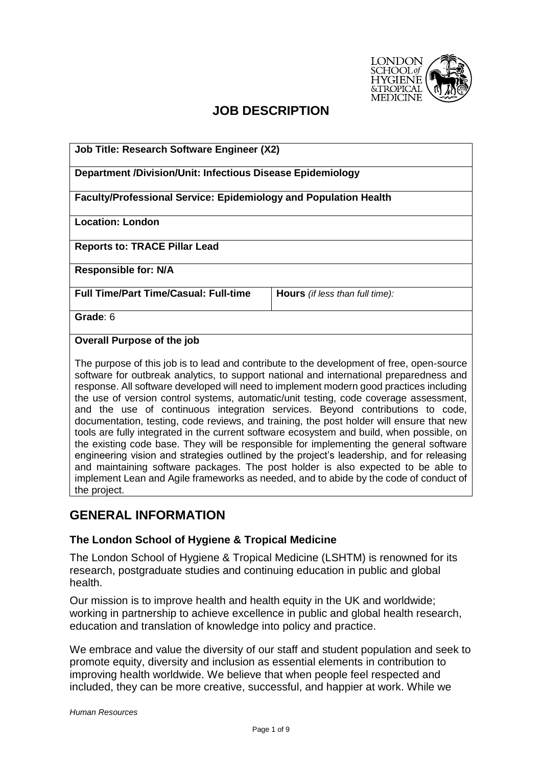# JOB DESCRIPTION

| Job Title: Research Software Engineer (X2) | |
|---|---|
| **Department /Division/Unit: Infectious Disease Epidemiology** | |
| **Faculty/Professional Service: Epidemiology and Population Health** | |
| **Location: London** | |
| **Reports to: TRACE Pillar Lead** | |
| **Responsible for: N/A** | |
| **Full Time/Part Time/Casual: Full-time** | **Hours** *(if less than full time):* |
| **Grade**: 6 | |

**Overall Purpose of the job**

The purpose of this job is to lead and contribute to the development of free, open-source software for outbreak analytics, to support national and international preparedness and response. All software developed will need to implement modern good practices including the use of version control systems, automatic/unit testing, code coverage assessment, and the use of continuous integration services. Beyond contributions to code, documentation, testing, code reviews, and training, the post holder will ensure that new tools are fully integrated in the current software ecosystem and build, when possible, on the existing code base. They will be responsible for implementing the general software engineering vision and strategies outlined by the project's leadership, and for releasing and maintaining software packages. The post holder is also expected to be able to implement Lean and Agile frameworks as needed, and to abide by the code of conduct of the project.

## GENERAL INFORMATION

### The London School of Hygiene & Tropical Medicine

The London School of Hygiene & Tropical Medicine (LSHTM) is renowned for its research, postgraduate studies and continuing education in public and global health.

Our mission is to improve health and health equity in the UK and worldwide; working in partnership to achieve excellence in public and global health research, education and translation of knowledge into policy and practice.

We embrace and value the diversity of our staff and student population and seek to promote equity, diversity and inclusion as essential elements in contribution to improving health worldwide. We believe that when people feel respected and included, they can be more creative, successful, and happier at work. While we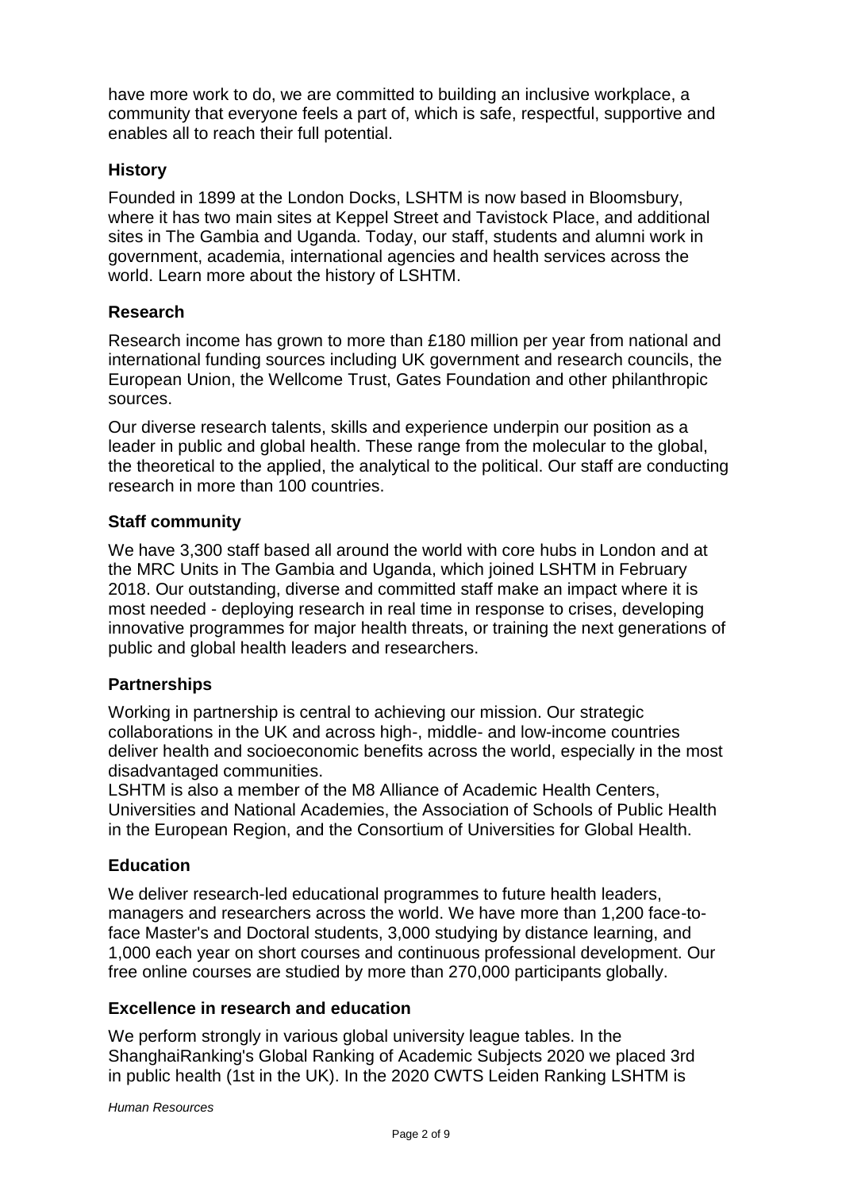have more work to do, we are committed to building an inclusive workplace, a community that everyone feels a part of, which is safe, respectful, supportive and enables all to reach their full potential.

### History

Founded in 1899 at the London Docks, LSHTM is now based in Bloomsbury, where it has two main sites at Keppel Street and Tavistock Place, and additional sites in The Gambia and Uganda. Today, our staff, students and alumni work in government, academia, international agencies and health services across the world. Learn more about the history of LSHTM.

### Research

Research income has grown to more than £180 million per year from national and international funding sources including UK government and research councils, the European Union, the Wellcome Trust, Gates Foundation and other philanthropic sources.

Our diverse research talents, skills and experience underpin our position as a leader in public and global health. These range from the molecular to the global, the theoretical to the applied, the analytical to the political. Our staff are conducting research in more than 100 countries.

### Staff community

We have 3,300 staff based all around the world with core hubs in London and at the MRC Units in The Gambia and Uganda, which joined LSHTM in February 2018. Our outstanding, diverse and committed staff make an impact where it is most needed - deploying research in real time in response to crises, developing innovative programmes for major health threats, or training the next generations of public and global health leaders and researchers.

### Partnerships

Working in partnership is central to achieving our mission. Our strategic collaborations in the UK and across high-, middle- and low-income countries deliver health and socioeconomic benefits across the world, especially in the most disadvantaged communities.
LSHTM is also a member of the M8 Alliance of Academic Health Centers, Universities and National Academies, the Association of Schools of Public Health in the European Region, and the Consortium of Universities for Global Health.

### Education

We deliver research-led educational programmes to future health leaders, managers and researchers across the world. We have more than 1,200 face-to-face Master's and Doctoral students, 3,000 studying by distance learning, and 1,000 each year on short courses and continuous professional development. Our free online courses are studied by more than 270,000 participants globally.

### Excellence in research and education

We perform strongly in various global university league tables. In the ShanghaiRanking's Global Ranking of Academic Subjects 2020 we placed 3rd in public health (1st in the UK). In the 2020 CWTS Leiden Ranking LSHTM is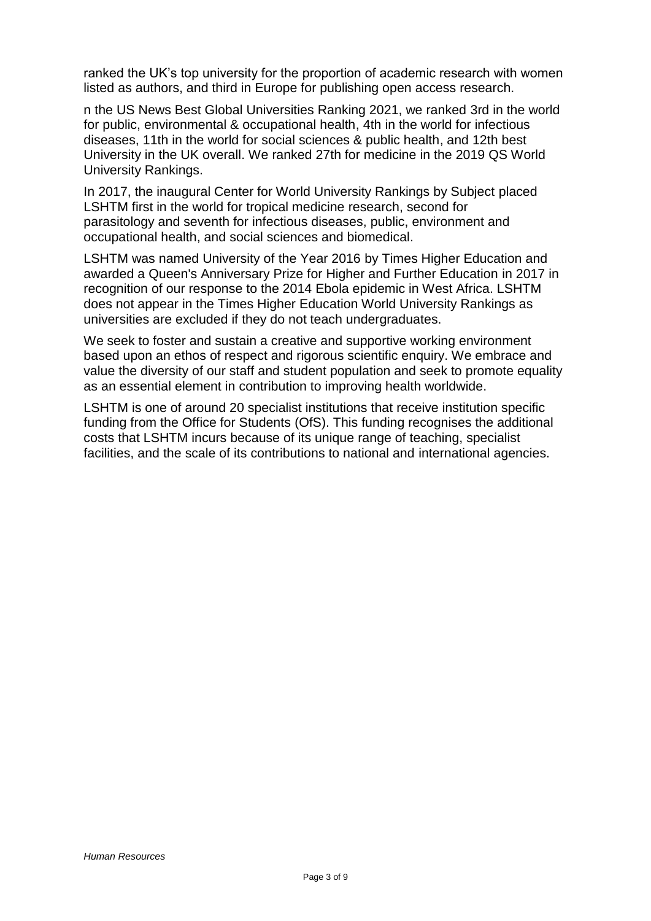ranked the UK's top university for the proportion of academic research with women listed as authors, and third in Europe for publishing open access research.

n the US News Best Global Universities Ranking 2021, we ranked 3rd in the world for public, environmental & occupational health, 4th in the world for infectious diseases, 11th in the world for social sciences & public health, and 12th best University in the UK overall. We ranked 27th for medicine in the 2019 QS World University Rankings.

In 2017, the inaugural Center for World University Rankings by Subject placed LSHTM first in the world for tropical medicine research, second for parasitology and seventh for infectious diseases, public, environment and occupational health, and social sciences and biomedical.

LSHTM was named University of the Year 2016 by Times Higher Education and awarded a Queen's Anniversary Prize for Higher and Further Education in 2017 in recognition of our response to the 2014 Ebola epidemic in West Africa. LSHTM does not appear in the Times Higher Education World University Rankings as universities are excluded if they do not teach undergraduates.

We seek to foster and sustain a creative and supportive working environment based upon an ethos of respect and rigorous scientific enquiry. We embrace and value the diversity of our staff and student population and seek to promote equality as an essential element in contribution to improving health worldwide.

LSHTM is one of around 20 specialist institutions that receive institution specific funding from the Office for Students (OfS). This funding recognises the additional costs that LSHTM incurs because of its unique range of teaching, specialist facilities, and the scale of its contributions to national and international agencies.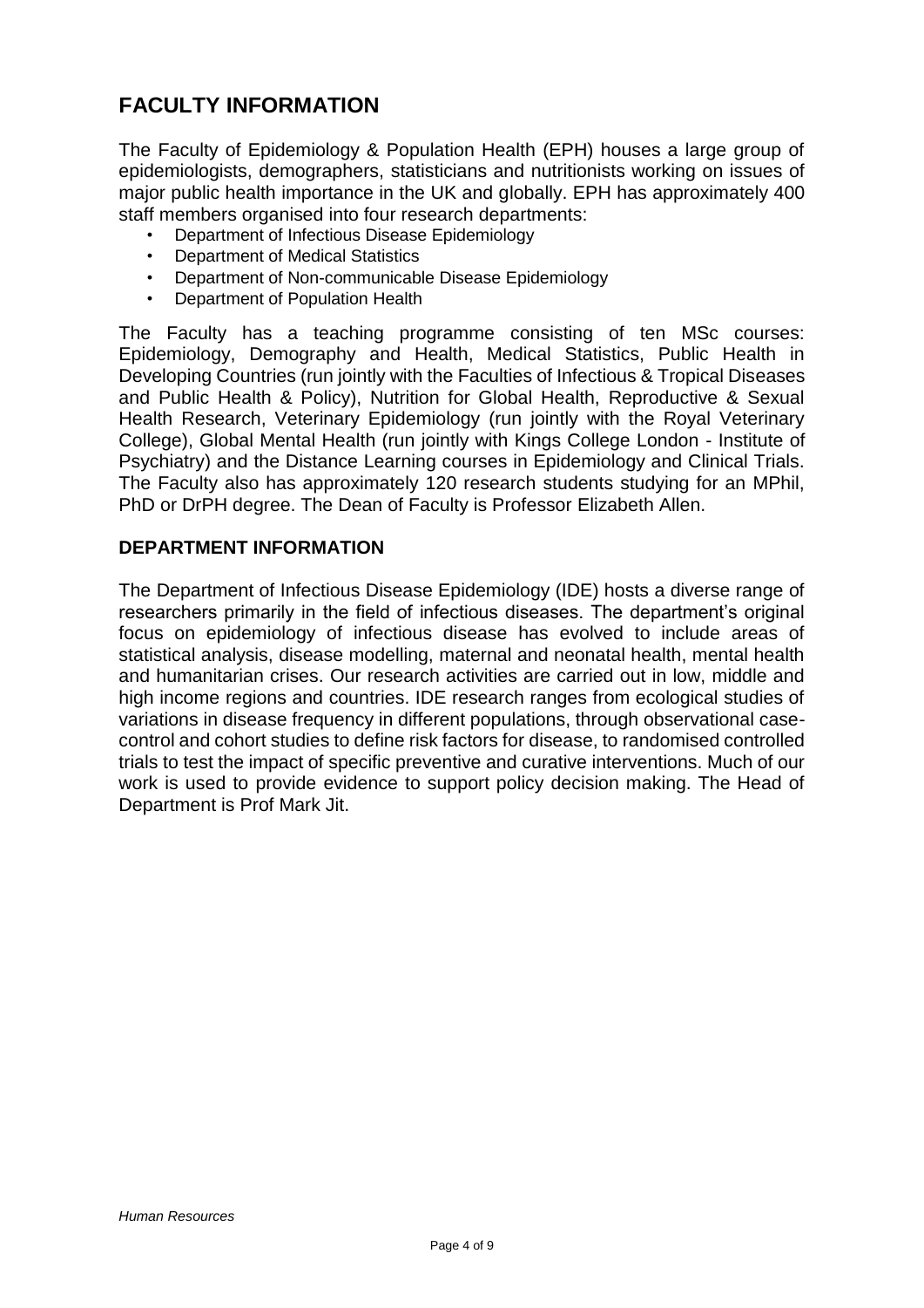## FACULTY INFORMATION

The Faculty of Epidemiology & Population Health (EPH) houses a large group of epidemiologists, demographers, statisticians and nutritionists working on issues of major public health importance in the UK and globally. EPH has approximately 400 staff members organised into four research departments:

- Department of Infectious Disease Epidemiology
- Department of Medical Statistics
- Department of Non-communicable Disease Epidemiology
- Department of Population Health

The Faculty has a teaching programme consisting of ten MSc courses: Epidemiology, Demography and Health, Medical Statistics, Public Health in Developing Countries (run jointly with the Faculties of Infectious & Tropical Diseases and Public Health & Policy), Nutrition for Global Health, Reproductive & Sexual Health Research, Veterinary Epidemiology (run jointly with the Royal Veterinary College), Global Mental Health (run jointly with Kings College London - Institute of Psychiatry) and the Distance Learning courses in Epidemiology and Clinical Trials. The Faculty also has approximately 120 research students studying for an MPhil, PhD or DrPH degree. The Dean of Faculty is Professor Elizabeth Allen.

### DEPARTMENT INFORMATION

The Department of Infectious Disease Epidemiology (IDE) hosts a diverse range of researchers primarily in the field of infectious diseases. The department's original focus on epidemiology of infectious disease has evolved to include areas of statistical analysis, disease modelling, maternal and neonatal health, mental health and humanitarian crises. Our research activities are carried out in low, middle and high income regions and countries. IDE research ranges from ecological studies of variations in disease frequency in different populations, through observational case-control and cohort studies to define risk factors for disease, to randomised controlled trials to test the impact of specific preventive and curative interventions. Much of our work is used to provide evidence to support policy decision making. The Head of Department is Prof Mark Jit.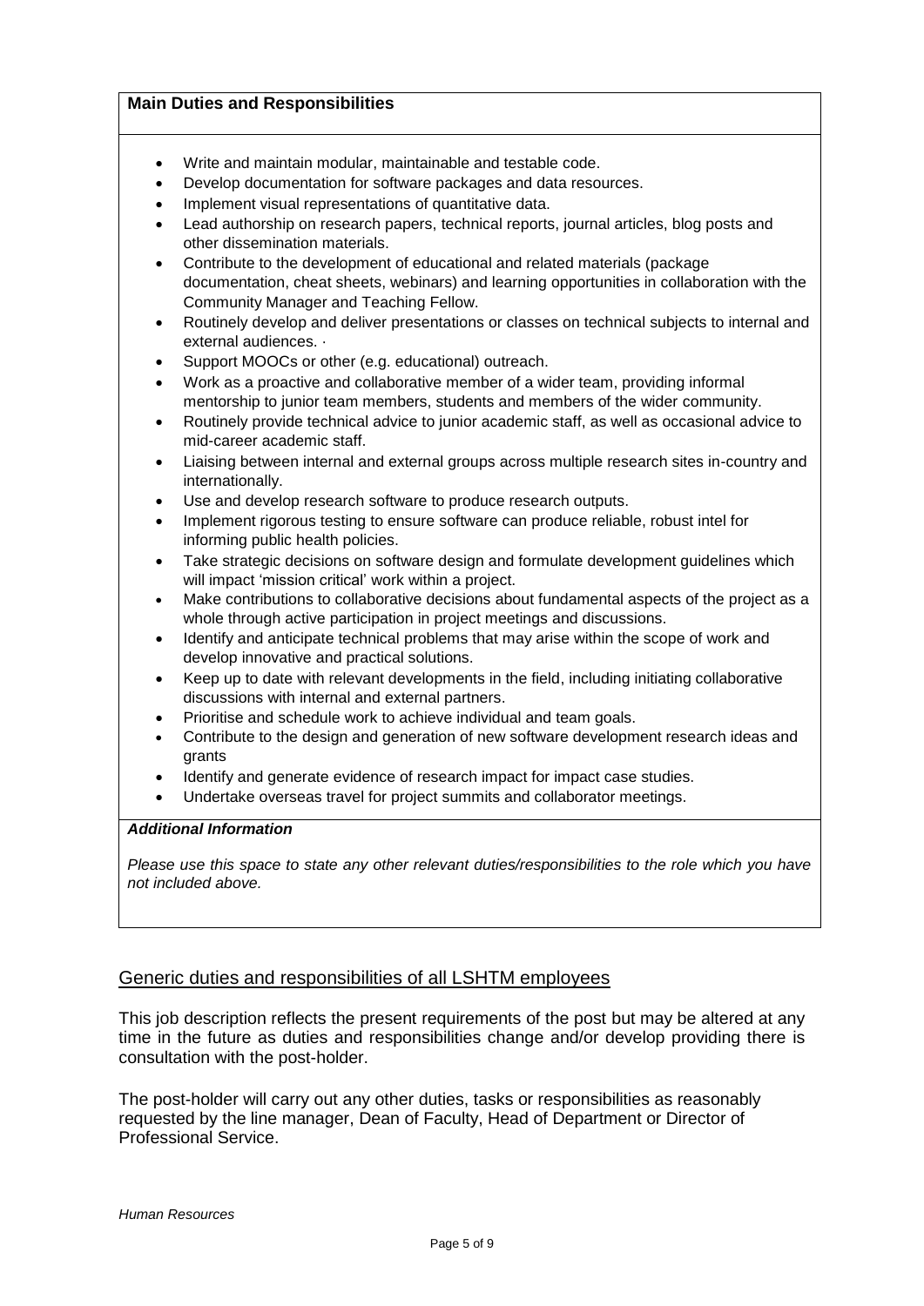**Main Duties and Responsibilities**

- Write and maintain modular, maintainable and testable code.
- Develop documentation for software packages and data resources.
- Implement visual representations of quantitative data.
- Lead authorship on research papers, technical reports, journal articles, blog posts and other dissemination materials.
- Contribute to the development of educational and related materials (package documentation, cheat sheets, webinars) and learning opportunities in collaboration with the Community Manager and Teaching Fellow.
- Routinely develop and deliver presentations or classes on technical subjects to internal and external audiences. ·
- Support MOOCs or other (e.g. educational) outreach.
- Work as a proactive and collaborative member of a wider team, providing informal mentorship to junior team members, students and members of the wider community.
- Routinely provide technical advice to junior academic staff, as well as occasional advice to mid-career academic staff.
- Liaising between internal and external groups across multiple research sites in-country and internationally.
- Use and develop research software to produce research outputs.
- Implement rigorous testing to ensure software can produce reliable, robust intel for informing public health policies.
- Take strategic decisions on software design and formulate development guidelines which will impact 'mission critical' work within a project.
- Make contributions to collaborative decisions about fundamental aspects of the project as a whole through active participation in project meetings and discussions.
- Identify and anticipate technical problems that may arise within the scope of work and develop innovative and practical solutions.
- Keep up to date with relevant developments in the field, including initiating collaborative discussions with internal and external partners.
- Prioritise and schedule work to achieve individual and team goals.
- Contribute to the design and generation of new software development research ideas and grants
- Identify and generate evidence of research impact for impact case studies.
- Undertake overseas travel for project summits and collaborator meetings.

***Additional Information***

*Please use this space to state any other relevant duties/responsibilities to the role which you have not included above.*

## Generic duties and responsibilities of all LSHTM employees

This job description reflects the present requirements of the post but may be altered at any time in the future as duties and responsibilities change and/or develop providing there is consultation with the post-holder.

The post-holder will carry out any other duties, tasks or responsibilities as reasonably requested by the line manager, Dean of Faculty, Head of Department or Director of Professional Service.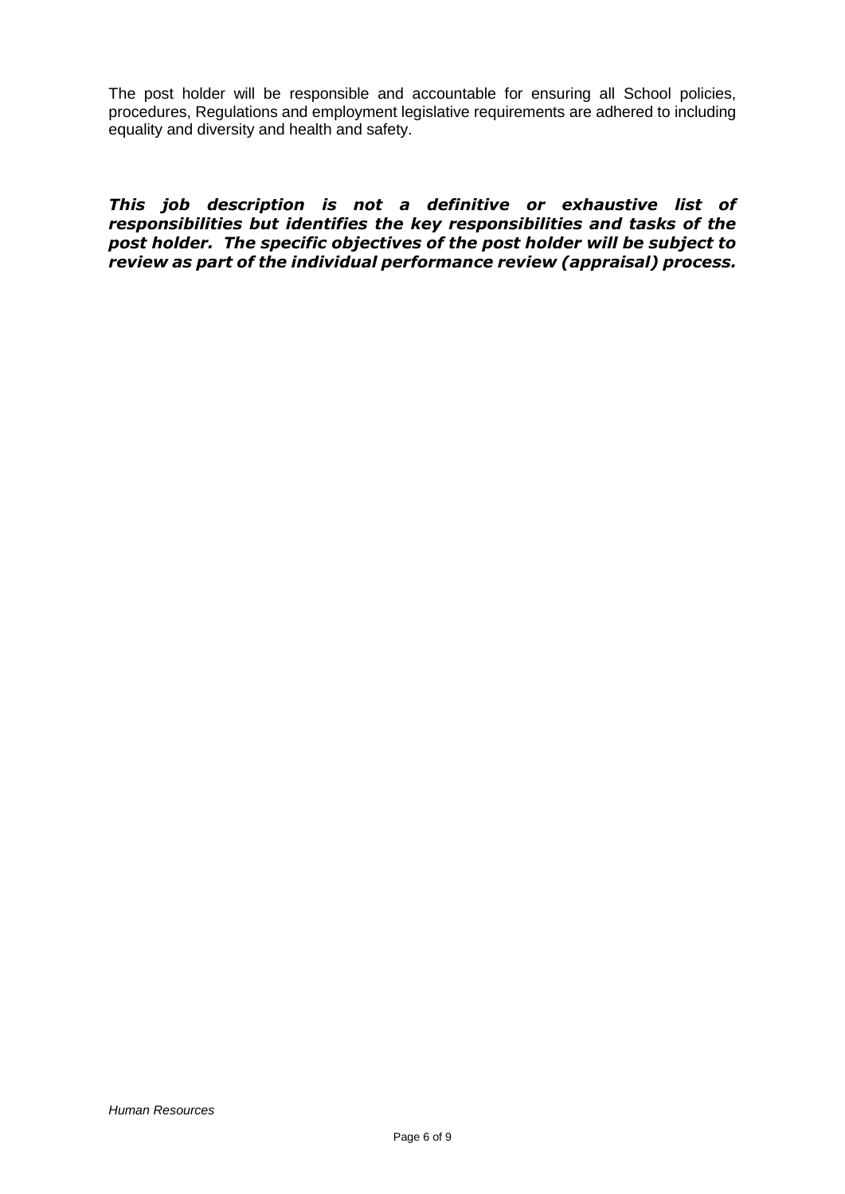The post holder will be responsible and accountable for ensuring all School policies, procedures, Regulations and employment legislative requirements are adhered to including equality and diversity and health and safety.

***This job description is not a definitive or exhaustive list of responsibilities but identifies the key responsibilities and tasks of the post holder. The specific objectives of the post holder will be subject to review as part of the individual performance review (appraisal) process.***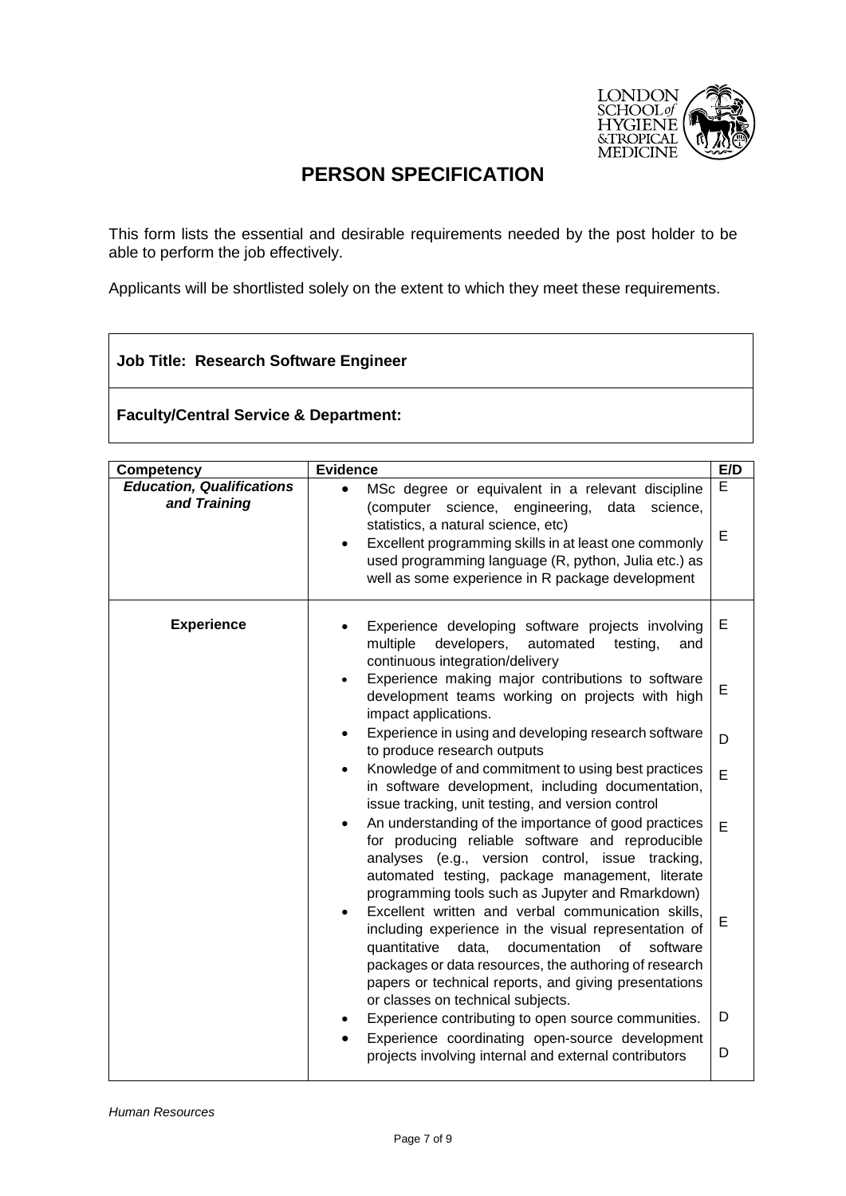# PERSON SPECIFICATION

This form lists the essential and desirable requirements needed by the post holder to be able to perform the job effectively.

Applicants will be shortlisted solely on the extent to which they meet these requirements.

| **Job Title: Research Software Engineer** |
|---|
| **Faculty/Central Service & Department:** |

| Competency | Evidence | E/D |
|---|---|---|
| ***Education, Qualifications and Training*** | • MSc degree or equivalent in a relevant discipline (computer science, engineering, data science, statistics, a natural science, etc) | E |
| | • Excellent programming skills in at least one commonly used programming language (R, python, Julia etc.) as well as some experience in R package development | E |
| **Experience** | • Experience developing software projects involving multiple developers, automated testing, and continuous integration/delivery | E |
| | • Experience making major contributions to software development teams working on projects with high impact applications. | E |
| | • Experience in using and developing research software to produce research outputs | D |
| | • Knowledge of and commitment to using best practices in software development, including documentation, issue tracking, unit testing, and version control | E |
| | • An understanding of the importance of good practices for producing reliable software and reproducible analyses (e.g., version control, issue tracking, automated testing, package management, literate programming tools such as Jupyter and Rmarkdown) | E |
| | • Excellent written and verbal communication skills, including experience in the visual representation of quantitative data, documentation of software packages or data resources, the authoring of research papers or technical reports, and giving presentations or classes on technical subjects. | E |
| | • Experience contributing to open source communities. | D |
| | • Experience coordinating open-source development projects involving internal and external contributors | D |

*Human Resources*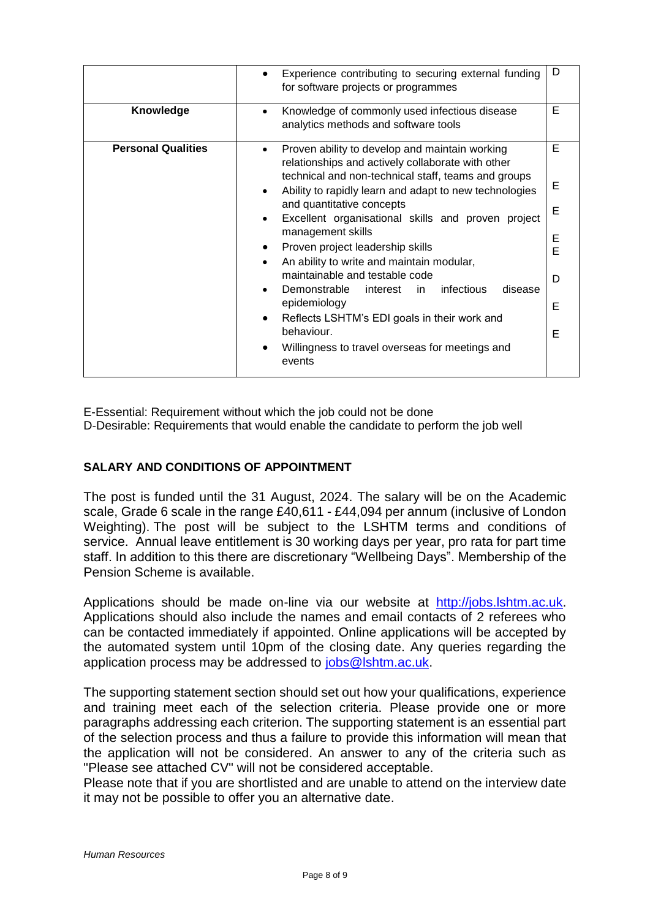| | | |
|---|---|---|
| | • Experience contributing to securing external funding for software projects or programmes | D |
| **Knowledge** | • Knowledge of commonly used infectious disease analytics methods and software tools | E |
| **Personal Qualities** | • Proven ability to develop and maintain working relationships and actively collaborate with other technical and non-technical staff, teams and groups | E |
| | • Ability to rapidly learn and adapt to new technologies and quantitative concepts | E |
| | • Excellent organisational skills and proven project management skills | E |
| | • Proven project leadership skills | E |
| | • An ability to write and maintain modular, maintainable and testable code | E |
| | • Demonstrable interest in infectious disease epidemiology | D |
| | • Reflects LSHTM's EDI goals in their work and behaviour. | E |
| | • Willingness to travel overseas for meetings and events | E |

E-Essential: Requirement without which the job could not be done
D-Desirable: Requirements that would enable the candidate to perform the job well

**SALARY AND CONDITIONS OF APPOINTMENT**

The post is funded until the 31 August, 2024. The salary will be on the Academic scale, Grade 6 scale in the range £40,611 - £44,094 per annum (inclusive of London Weighting). The post will be subject to the LSHTM terms and conditions of service. Annual leave entitlement is 30 working days per year, pro rata for part time staff. In addition to this there are discretionary "Wellbeing Days". Membership of the Pension Scheme is available.

Applications should be made on-line via our website at http://jobs.lshtm.ac.uk. Applications should also include the names and email contacts of 2 referees who can be contacted immediately if appointed. Online applications will be accepted by the automated system until 10pm of the closing date. Any queries regarding the application process may be addressed to jobs@lshtm.ac.uk.

The supporting statement section should set out how your qualifications, experience and training meet each of the selection criteria. Please provide one or more paragraphs addressing each criterion. The supporting statement is an essential part of the selection process and thus a failure to provide this information will mean that the application will not be considered. An answer to any of the criteria such as "Please see attached CV" will not be considered acceptable.
Please note that if you are shortlisted and are unable to attend on the interview date it may not be possible to offer you an alternative date.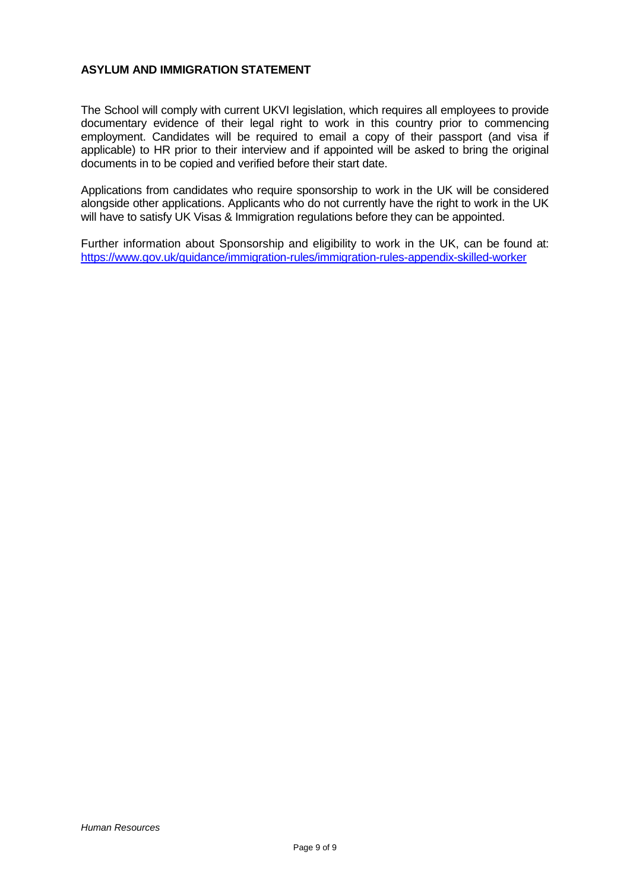## ASYLUM AND IMMIGRATION STATEMENT

The School will comply with current UKVI legislation, which requires all employees to provide documentary evidence of their legal right to work in this country prior to commencing employment. Candidates will be required to email a copy of their passport (and visa if applicable) to HR prior to their interview and if appointed will be asked to bring the original documents in to be copied and verified before their start date.

Applications from candidates who require sponsorship to work in the UK will be considered alongside other applications. Applicants who do not currently have the right to work in the UK will have to satisfy UK Visas & Immigration regulations before they can be appointed.

Further information about Sponsorship and eligibility to work in the UK, can be found at: https://www.gov.uk/guidance/immigration-rules/immigration-rules-appendix-skilled-worker